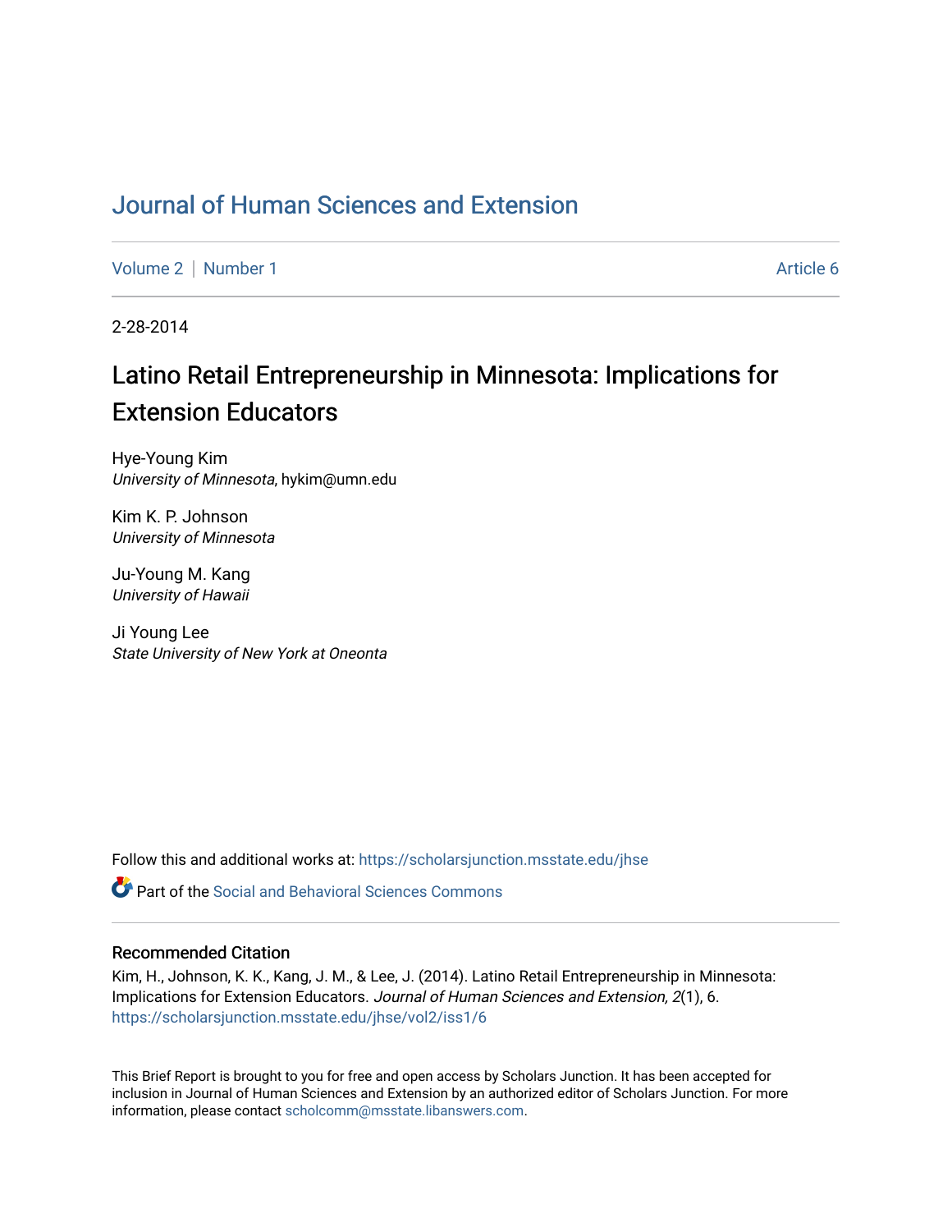# Journal of Human Sciences and Extension

Volume 2 | Number 1 | Article 6

2-28-2014

## Latino Retail Entrepreneurship in Minnesota: Implications for Extension Educators

Hye-Young Kim
*University of Minnesota*, hykim@umn.edu

Kim K. P. Johnson
*University of Minnesota*

Ju-Young M. Kang
*University of Hawaii*

Ji Young Lee
*State University of New York at Oneonta*

Follow this and additional works at: https://scholarsjunction.msstate.edu/jhse

Part of the Social and Behavioral Sciences Commons

### Recommended Citation

Kim, H., Johnson, K. K., Kang, J. M., & Lee, J. (2014). Latino Retail Entrepreneurship in Minnesota: Implications for Extension Educators. *Journal of Human Sciences and Extension, 2*(1), 6. https://scholarsjunction.msstate.edu/jhse/vol2/iss1/6

This Brief Report is brought to you for free and open access by Scholars Junction. It has been accepted for inclusion in Journal of Human Sciences and Extension by an authorized editor of Scholars Junction. For more information, please contact scholcomm@msstate.libanswers.com.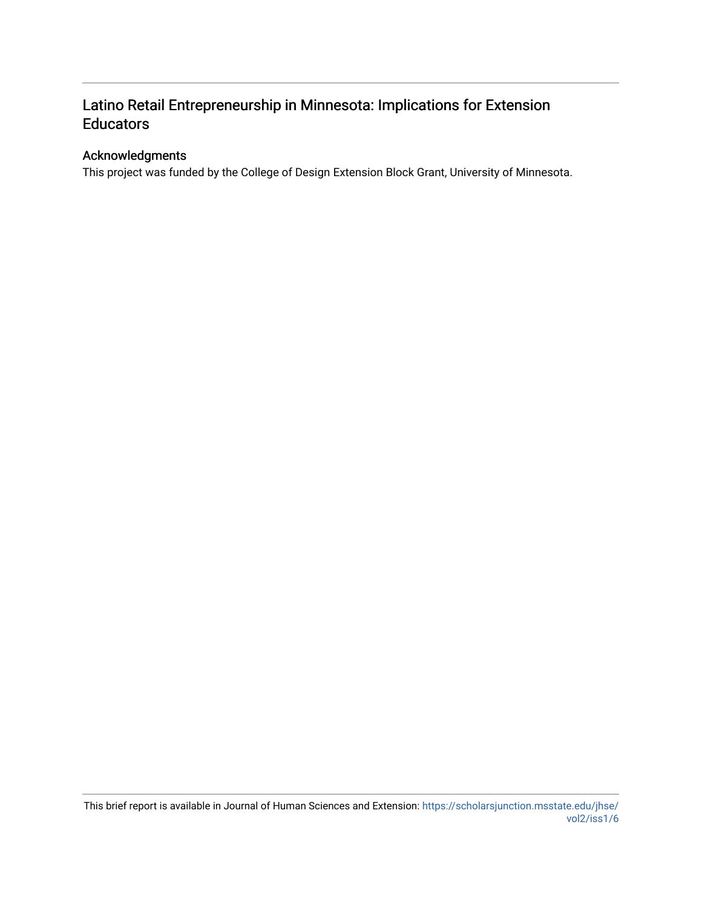# Latino Retail Entrepreneurship in Minnesota: Implications for Extension Educators

## Acknowledgments

This project was funded by the College of Design Extension Block Grant, University of Minnesota.

This brief report is available in Journal of Human Sciences and Extension: https://scholarsjunction.msstate.edu/jhse/vol2/iss1/6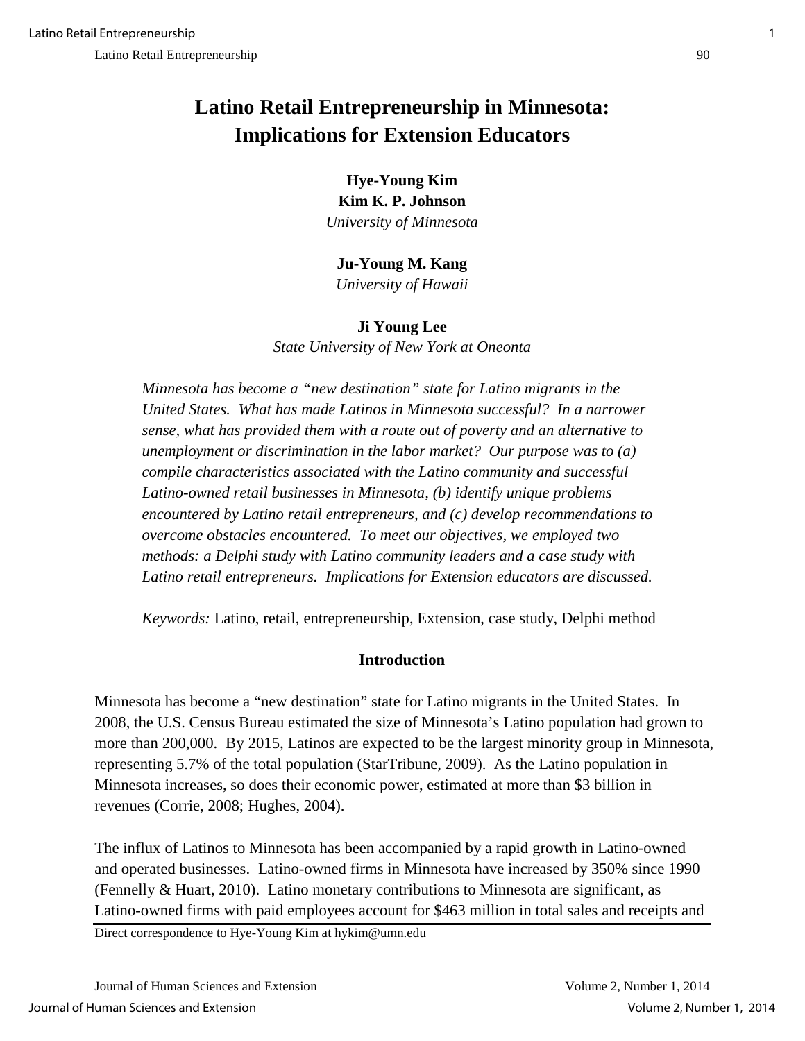# Latino Retail Entrepreneurship in Minnesota: Implications for Extension Educators

**Hye-Young Kim**
**Kim K. P. Johnson**
*University of Minnesota*

**Ju-Young M. Kang**
*University of Hawaii*

**Ji Young Lee**
*State University of New York at Oneonta*

*Minnesota has become a "new destination" state for Latino migrants in the United States. What has made Latinos in Minnesota successful? In a narrower sense, what has provided them with a route out of poverty and an alternative to unemployment or discrimination in the labor market? Our purpose was to (a) compile characteristics associated with the Latino community and successful Latino-owned retail businesses in Minnesota, (b) identify unique problems encountered by Latino retail entrepreneurs, and (c) develop recommendations to overcome obstacles encountered. To meet our objectives, we employed two methods: a Delphi study with Latino community leaders and a case study with Latino retail entrepreneurs. Implications for Extension educators are discussed.*

*Keywords:* Latino, retail, entrepreneurship, Extension, case study, Delphi method

## Introduction

Minnesota has become a "new destination" state for Latino migrants in the United States. In 2008, the U.S. Census Bureau estimated the size of Minnesota's Latino population had grown to more than 200,000. By 2015, Latinos are expected to be the largest minority group in Minnesota, representing 5.7% of the total population (StarTribune, 2009). As the Latino population in Minnesota increases, so does their economic power, estimated at more than $3 billion in revenues (Corrie, 2008; Hughes, 2004).

The influx of Latinos to Minnesota has been accompanied by a rapid growth in Latino-owned and operated businesses. Latino-owned firms in Minnesota have increased by 350% since 1990 (Fennelly & Huart, 2010). Latino monetary contributions to Minnesota are significant, as Latino-owned firms with paid employees account for $463 million in total sales and receipts and

Direct correspondence to Hye-Young Kim at hykim@umn.edu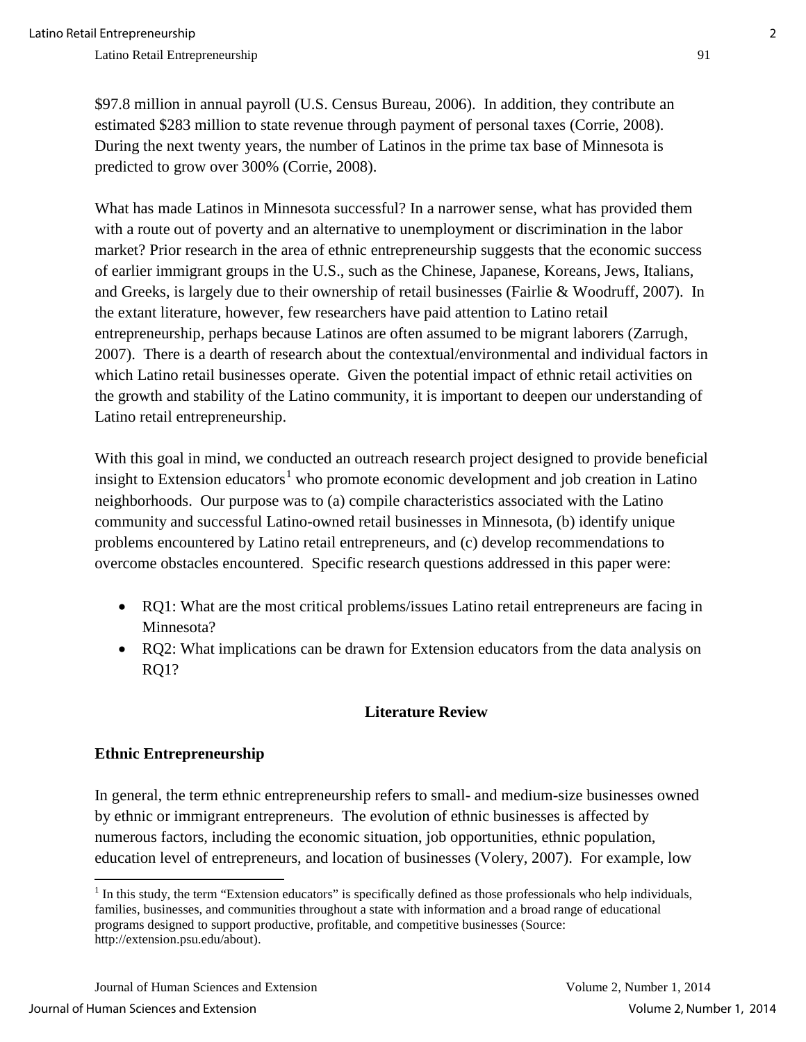$97.8 million in annual payroll (U.S. Census Bureau, 2006). In addition, they contribute an estimated $283 million to state revenue through payment of personal taxes (Corrie, 2008). During the next twenty years, the number of Latinos in the prime tax base of Minnesota is predicted to grow over 300% (Corrie, 2008).

What has made Latinos in Minnesota successful? In a narrower sense, what has provided them with a route out of poverty and an alternative to unemployment or discrimination in the labor market? Prior research in the area of ethnic entrepreneurship suggests that the economic success of earlier immigrant groups in the U.S., such as the Chinese, Japanese, Koreans, Jews, Italians, and Greeks, is largely due to their ownership of retail businesses (Fairlie & Woodruff, 2007). In the extant literature, however, few researchers have paid attention to Latino retail entrepreneurship, perhaps because Latinos are often assumed to be migrant laborers (Zarrugh, 2007). There is a dearth of research about the contextual/environmental and individual factors in which Latino retail businesses operate. Given the potential impact of ethnic retail activities on the growth and stability of the Latino community, it is important to deepen our understanding of Latino retail entrepreneurship.

With this goal in mind, we conducted an outreach research project designed to provide beneficial insight to Extension educators[1] who promote economic development and job creation in Latino neighborhoods. Our purpose was to (a) compile characteristics associated with the Latino community and successful Latino-owned retail businesses in Minnesota, (b) identify unique problems encountered by Latino retail entrepreneurs, and (c) develop recommendations to overcome obstacles encountered. Specific research questions addressed in this paper were:

- RQ1: What are the most critical problems/issues Latino retail entrepreneurs are facing in Minnesota?
- RQ2: What implications can be drawn for Extension educators from the data analysis on RQ1?

## Literature Review

### Ethnic Entrepreneurship

In general, the term ethnic entrepreneurship refers to small- and medium-size businesses owned by ethnic or immigrant entrepreneurs. The evolution of ethnic businesses is affected by numerous factors, including the economic situation, job opportunities, ethnic population, education level of entrepreneurs, and location of businesses (Volery, 2007). For example, low

[1] In this study, the term "Extension educators" is specifically defined as those professionals who help individuals, families, businesses, and communities throughout a state with information and a broad range of educational programs designed to support productive, profitable, and competitive businesses (Source: http://extension.psu.edu/about).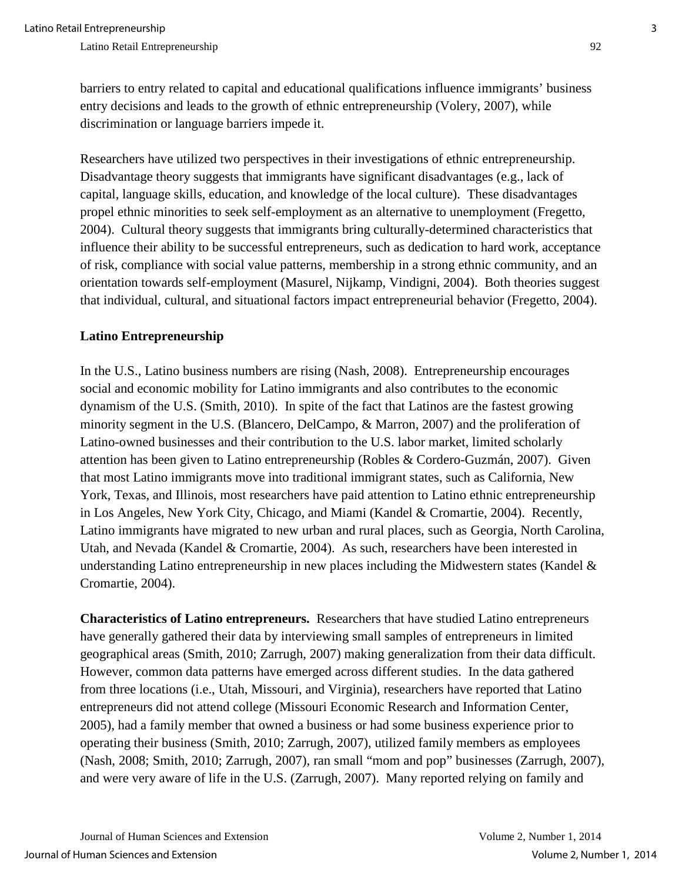barriers to entry related to capital and educational qualifications influence immigrants' business entry decisions and leads to the growth of ethnic entrepreneurship (Volery, 2007), while discrimination or language barriers impede it.

Researchers have utilized two perspectives in their investigations of ethnic entrepreneurship. Disadvantage theory suggests that immigrants have significant disadvantages (e.g., lack of capital, language skills, education, and knowledge of the local culture). These disadvantages propel ethnic minorities to seek self-employment as an alternative to unemployment (Fregetto, 2004). Cultural theory suggests that immigrants bring culturally-determined characteristics that influence their ability to be successful entrepreneurs, such as dedication to hard work, acceptance of risk, compliance with social value patterns, membership in a strong ethnic community, and an orientation towards self-employment (Masurel, Nijkamp, Vindigni, 2004). Both theories suggest that individual, cultural, and situational factors impact entrepreneurial behavior (Fregetto, 2004).

## Latino Entrepreneurship

In the U.S., Latino business numbers are rising (Nash, 2008). Entrepreneurship encourages social and economic mobility for Latino immigrants and also contributes to the economic dynamism of the U.S. (Smith, 2010). In spite of the fact that Latinos are the fastest growing minority segment in the U.S. (Blancero, DelCampo, & Marron, 2007) and the proliferation of Latino-owned businesses and their contribution to the U.S. labor market, limited scholarly attention has been given to Latino entrepreneurship (Robles & Cordero-Guzmán, 2007). Given that most Latino immigrants move into traditional immigrant states, such as California, New York, Texas, and Illinois, most researchers have paid attention to Latino ethnic entrepreneurship in Los Angeles, New York City, Chicago, and Miami (Kandel & Cromartie, 2004). Recently, Latino immigrants have migrated to new urban and rural places, such as Georgia, North Carolina, Utah, and Nevada (Kandel & Cromartie, 2004). As such, researchers have been interested in understanding Latino entrepreneurship in new places including the Midwestern states (Kandel & Cromartie, 2004).

**Characteristics of Latino entrepreneurs.** Researchers that have studied Latino entrepreneurs have generally gathered their data by interviewing small samples of entrepreneurs in limited geographical areas (Smith, 2010; Zarrugh, 2007) making generalization from their data difficult. However, common data patterns have emerged across different studies. In the data gathered from three locations (i.e., Utah, Missouri, and Virginia), researchers have reported that Latino entrepreneurs did not attend college (Missouri Economic Research and Information Center, 2005), had a family member that owned a business or had some business experience prior to operating their business (Smith, 2010; Zarrugh, 2007), utilized family members as employees (Nash, 2008; Smith, 2010; Zarrugh, 2007), ran small "mom and pop" businesses (Zarrugh, 2007), and were very aware of life in the U.S. (Zarrugh, 2007). Many reported relying on family and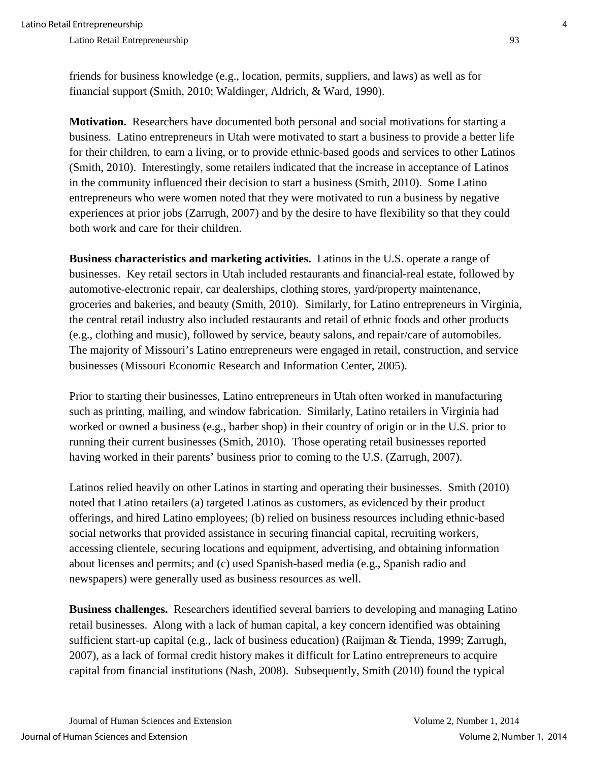friends for business knowledge (e.g., location, permits, suppliers, and laws) as well as for financial support (Smith, 2010; Waldinger, Aldrich, & Ward, 1990).

**Motivation.** Researchers have documented both personal and social motivations for starting a business. Latino entrepreneurs in Utah were motivated to start a business to provide a better life for their children, to earn a living, or to provide ethnic-based goods and services to other Latinos (Smith, 2010). Interestingly, some retailers indicated that the increase in acceptance of Latinos in the community influenced their decision to start a business (Smith, 2010). Some Latino entrepreneurs who were women noted that they were motivated to run a business by negative experiences at prior jobs (Zarrugh, 2007) and by the desire to have flexibility so that they could both work and care for their children.

**Business characteristics and marketing activities.** Latinos in the U.S. operate a range of businesses. Key retail sectors in Utah included restaurants and financial-real estate, followed by automotive-electronic repair, car dealerships, clothing stores, yard/property maintenance, groceries and bakeries, and beauty (Smith, 2010). Similarly, for Latino entrepreneurs in Virginia, the central retail industry also included restaurants and retail of ethnic foods and other products (e.g., clothing and music), followed by service, beauty salons, and repair/care of automobiles. The majority of Missouri's Latino entrepreneurs were engaged in retail, construction, and service businesses (Missouri Economic Research and Information Center, 2005).

Prior to starting their businesses, Latino entrepreneurs in Utah often worked in manufacturing such as printing, mailing, and window fabrication. Similarly, Latino retailers in Virginia had worked or owned a business (e.g., barber shop) in their country of origin or in the U.S. prior to running their current businesses (Smith, 2010). Those operating retail businesses reported having worked in their parents' business prior to coming to the U.S. (Zarrugh, 2007).

Latinos relied heavily on other Latinos in starting and operating their businesses. Smith (2010) noted that Latino retailers (a) targeted Latinos as customers, as evidenced by their product offerings, and hired Latino employees; (b) relied on business resources including ethnic-based social networks that provided assistance in securing financial capital, recruiting workers, accessing clientele, securing locations and equipment, advertising, and obtaining information about licenses and permits; and (c) used Spanish-based media (e.g., Spanish radio and newspapers) were generally used as business resources as well.

**Business challenges.** Researchers identified several barriers to developing and managing Latino retail businesses. Along with a lack of human capital, a key concern identified was obtaining sufficient start-up capital (e.g., lack of business education) (Raijman & Tienda, 1999; Zarrugh, 2007), as a lack of formal credit history makes it difficult for Latino entrepreneurs to acquire capital from financial institutions (Nash, 2008). Subsequently, Smith (2010) found the typical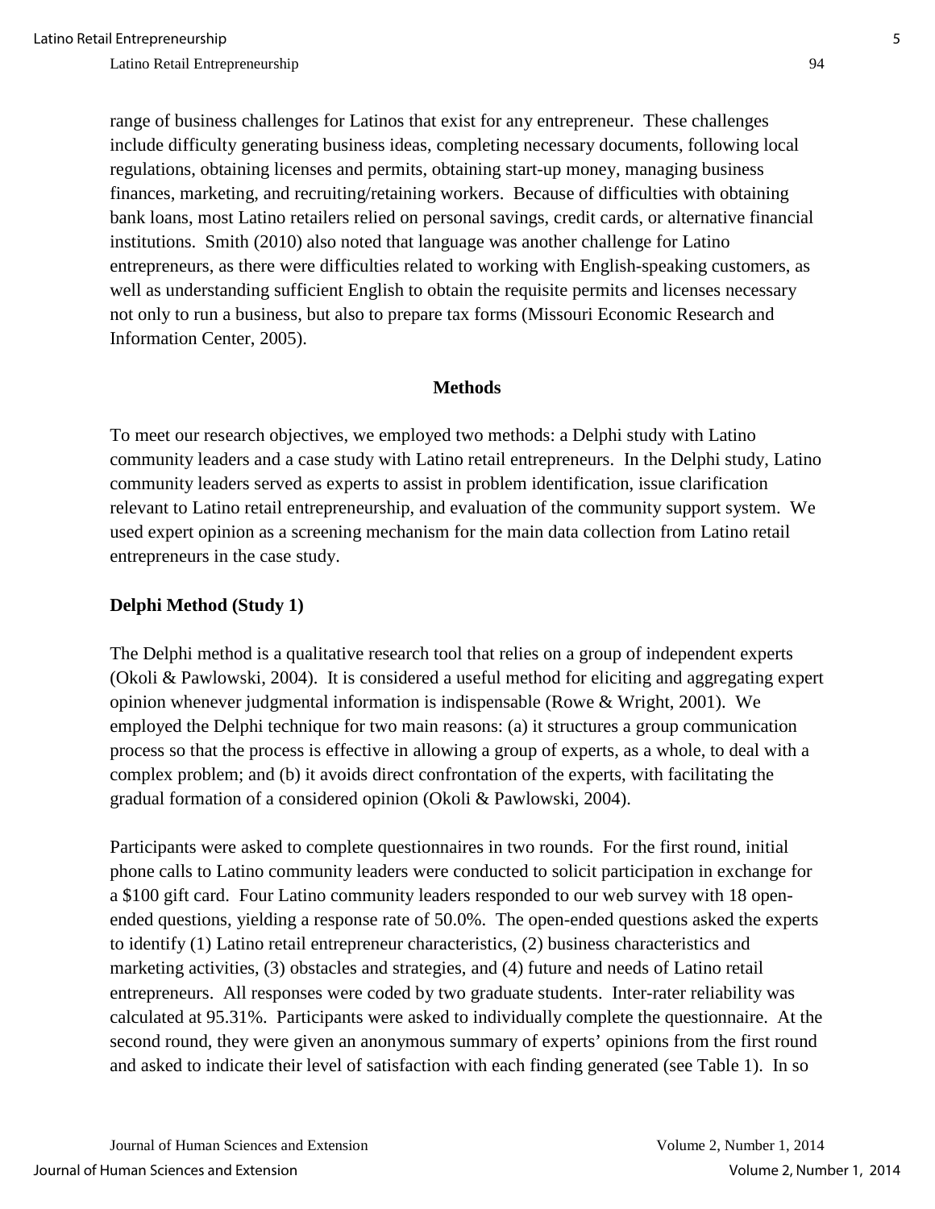range of business challenges for Latinos that exist for any entrepreneur. These challenges include difficulty generating business ideas, completing necessary documents, following local regulations, obtaining licenses and permits, obtaining start-up money, managing business finances, marketing, and recruiting/retaining workers. Because of difficulties with obtaining bank loans, most Latino retailers relied on personal savings, credit cards, or alternative financial institutions. Smith (2010) also noted that language was another challenge for Latino entrepreneurs, as there were difficulties related to working with English-speaking customers, as well as understanding sufficient English to obtain the requisite permits and licenses necessary not only to run a business, but also to prepare tax forms (Missouri Economic Research and Information Center, 2005).

## Methods

To meet our research objectives, we employed two methods: a Delphi study with Latino community leaders and a case study with Latino retail entrepreneurs. In the Delphi study, Latino community leaders served as experts to assist in problem identification, issue clarification relevant to Latino retail entrepreneurship, and evaluation of the community support system. We used expert opinion as a screening mechanism for the main data collection from Latino retail entrepreneurs in the case study.

### Delphi Method (Study 1)

The Delphi method is a qualitative research tool that relies on a group of independent experts (Okoli & Pawlowski, 2004). It is considered a useful method for eliciting and aggregating expert opinion whenever judgmental information is indispensable (Rowe & Wright, 2001). We employed the Delphi technique for two main reasons: (a) it structures a group communication process so that the process is effective in allowing a group of experts, as a whole, to deal with a complex problem; and (b) it avoids direct confrontation of the experts, with facilitating the gradual formation of a considered opinion (Okoli & Pawlowski, 2004).

Participants were asked to complete questionnaires in two rounds. For the first round, initial phone calls to Latino community leaders were conducted to solicit participation in exchange for a $100 gift card. Four Latino community leaders responded to our web survey with 18 open-ended questions, yielding a response rate of 50.0%. The open-ended questions asked the experts to identify (1) Latino retail entrepreneur characteristics, (2) business characteristics and marketing activities, (3) obstacles and strategies, and (4) future and needs of Latino retail entrepreneurs. All responses were coded by two graduate students. Inter-rater reliability was calculated at 95.31%. Participants were asked to individually complete the questionnaire. At the second round, they were given an anonymous summary of experts' opinions from the first round and asked to indicate their level of satisfaction with each finding generated (see Table 1). In so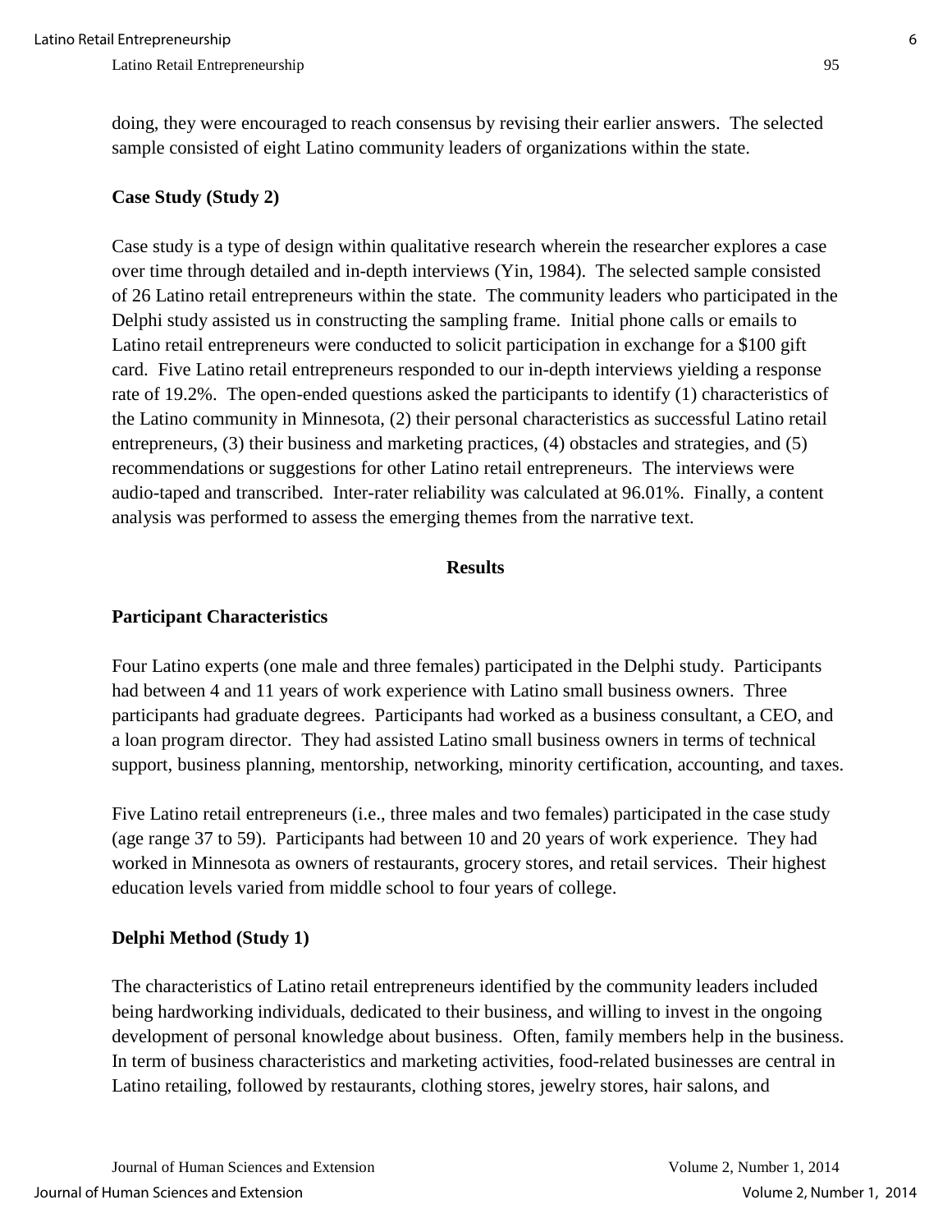doing, they were encouraged to reach consensus by revising their earlier answers. The selected sample consisted of eight Latino community leaders of organizations within the state.

### Case Study (Study 2)

Case study is a type of design within qualitative research wherein the researcher explores a case over time through detailed and in-depth interviews (Yin, 1984). The selected sample consisted of 26 Latino retail entrepreneurs within the state. The community leaders who participated in the Delphi study assisted us in constructing the sampling frame. Initial phone calls or emails to Latino retail entrepreneurs were conducted to solicit participation in exchange for a $100 gift card. Five Latino retail entrepreneurs responded to our in-depth interviews yielding a response rate of 19.2%. The open-ended questions asked the participants to identify (1) characteristics of the Latino community in Minnesota, (2) their personal characteristics as successful Latino retail entrepreneurs, (3) their business and marketing practices, (4) obstacles and strategies, and (5) recommendations or suggestions for other Latino retail entrepreneurs. The interviews were audio-taped and transcribed. Inter-rater reliability was calculated at 96.01%. Finally, a content analysis was performed to assess the emerging themes from the narrative text.

## Results

### Participant Characteristics

Four Latino experts (one male and three females) participated in the Delphi study. Participants had between 4 and 11 years of work experience with Latino small business owners. Three participants had graduate degrees. Participants had worked as a business consultant, a CEO, and a loan program director. They had assisted Latino small business owners in terms of technical support, business planning, mentorship, networking, minority certification, accounting, and taxes.

Five Latino retail entrepreneurs (i.e., three males and two females) participated in the case study (age range 37 to 59). Participants had between 10 and 20 years of work experience. They had worked in Minnesota as owners of restaurants, grocery stores, and retail services. Their highest education levels varied from middle school to four years of college.

### Delphi Method (Study 1)

The characteristics of Latino retail entrepreneurs identified by the community leaders included being hardworking individuals, dedicated to their business, and willing to invest in the ongoing development of personal knowledge about business. Often, family members help in the business. In term of business characteristics and marketing activities, food-related businesses are central in Latino retailing, followed by restaurants, clothing stores, jewelry stores, hair salons, and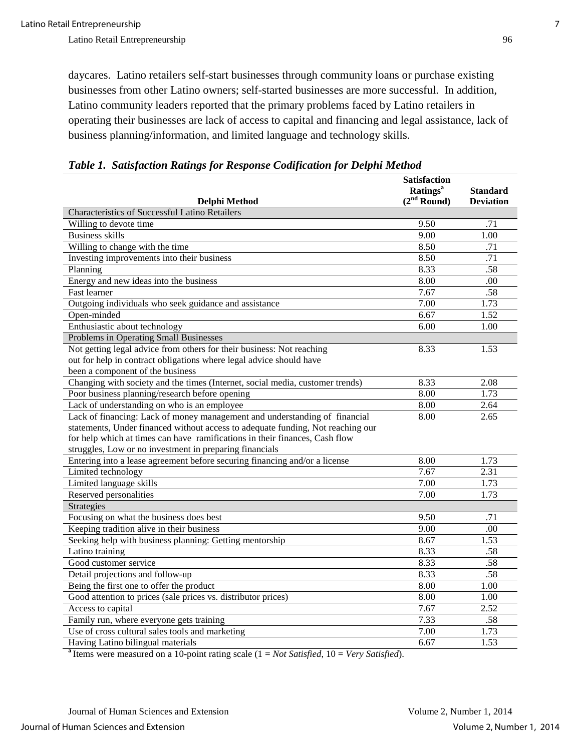daycares. Latino retailers self-start businesses through community loans or purchase existing businesses from other Latino owners; self-started businesses are more successful. In addition, Latino community leaders reported that the primary problems faced by Latino retailers in operating their businesses are lack of access to capital and financing and legal assistance, lack of business planning/information, and limited language and technology skills.

***Table 1. Satisfaction Ratings for Response Codification for Delphi Method***

| Delphi Method | Satisfaction Ratings[a] (2nd Round) | Standard Deviation |
|---|---|---|
| Characteristics of Successful Latino Retailers | | |
| Willing to devote time | 9.50 | .71 |
| Business skills | 9.00 | 1.00 |
| Willing to change with the time | 8.50 | .71 |
| Investing improvements into their business | 8.50 | .71 |
| Planning | 8.33 | .58 |
| Energy and new ideas into the business | 8.00 | .00 |
| Fast learner | 7.67 | .58 |
| Outgoing individuals who seek guidance and assistance | 7.00 | 1.73 |
| Open-minded | 6.67 | 1.52 |
| Enthusiastic about technology | 6.00 | 1.00 |
| Problems in Operating Small Businesses | | |
| Not getting legal advice from others for their business: Not reaching out for help in contract obligations where legal advice should have been a component of the business | 8.33 | 1.53 |
| Changing with society and the times (Internet, social media, customer trends) | 8.33 | 2.08 |
| Poor business planning/research before opening | 8.00 | 1.73 |
| Lack of understanding on who is an employee | 8.00 | 2.64 |
| Lack of financing: Lack of money management and understanding of financial statements, Under financed without access to adequate funding, Not reaching our for help which at times can have ramifications in their finances, Cash flow struggles, Low or no investment in preparing financials | 8.00 | 2.65 |
| Entering into a lease agreement before securing financing and/or a license | 8.00 | 1.73 |
| Limited technology | 7.67 | 2.31 |
| Limited language skills | 7.00 | 1.73 |
| Reserved personalities | 7.00 | 1.73 |
| Strategies | | |
| Focusing on what the business does best | 9.50 | .71 |
| Keeping tradition alive in their business | 9.00 | .00 |
| Seeking help with business planning: Getting mentorship | 8.67 | 1.53 |
| Latino training | 8.33 | .58 |
| Good customer service | 8.33 | .58 |
| Detail projections and follow-up | 8.33 | .58 |
| Being the first one to offer the product | 8.00 | 1.00 |
| Good attention to prices (sale prices vs. distributor prices) | 8.00 | 1.00 |
| Access to capital | 7.67 | 2.52 |
| Family run, where everyone gets training | 7.33 | .58 |
| Use of cross cultural sales tools and marketing | 7.00 | 1.73 |
| Having Latino bilingual materials | 6.67 | 1.53 |

[a] Items were measured on a 10-point rating scale (1 = *Not Satisfied*, 10 = *Very Satisfied*).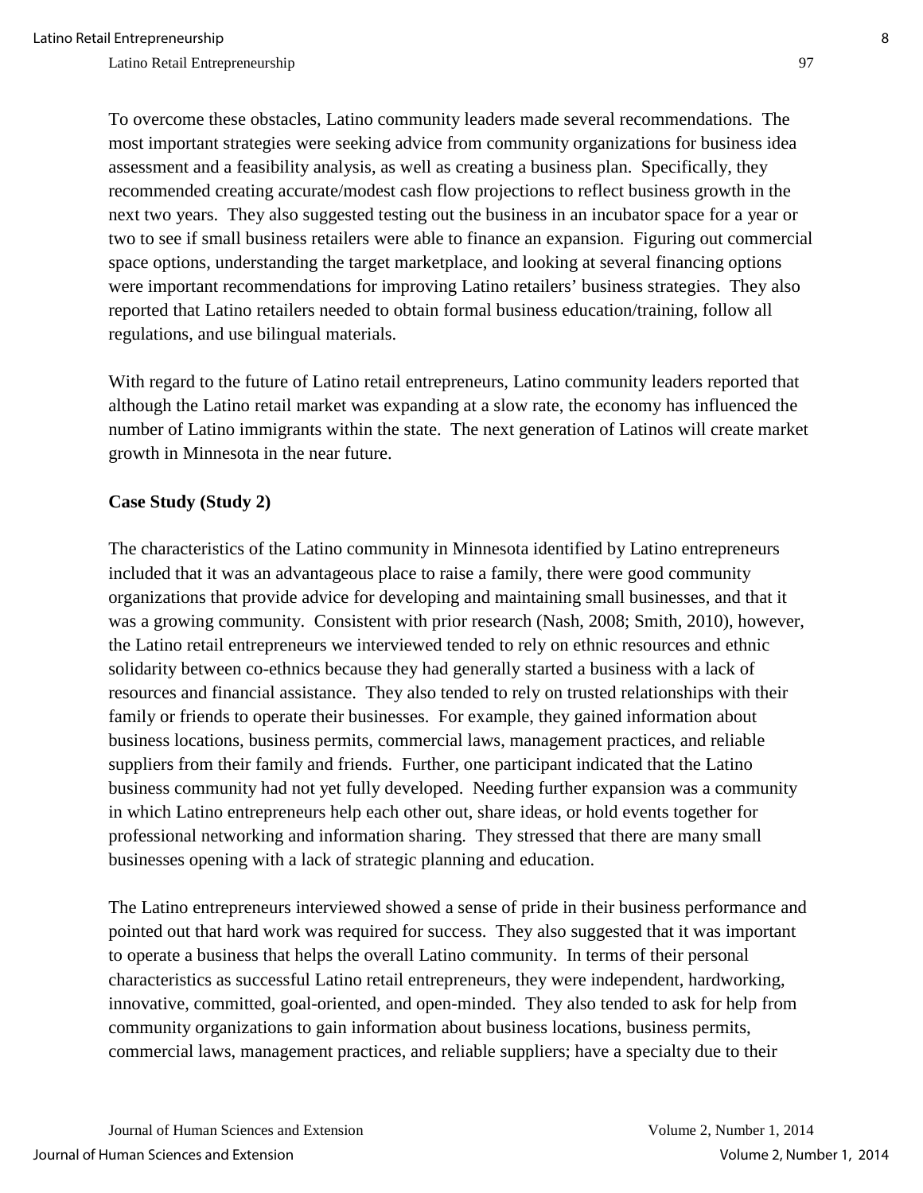To overcome these obstacles, Latino community leaders made several recommendations. The most important strategies were seeking advice from community organizations for business idea assessment and a feasibility analysis, as well as creating a business plan. Specifically, they recommended creating accurate/modest cash flow projections to reflect business growth in the next two years. They also suggested testing out the business in an incubator space for a year or two to see if small business retailers were able to finance an expansion. Figuring out commercial space options, understanding the target marketplace, and looking at several financing options were important recommendations for improving Latino retailers' business strategies. They also reported that Latino retailers needed to obtain formal business education/training, follow all regulations, and use bilingual materials.

With regard to the future of Latino retail entrepreneurs, Latino community leaders reported that although the Latino retail market was expanding at a slow rate, the economy has influenced the number of Latino immigrants within the state. The next generation of Latinos will create market growth in Minnesota in the near future.

**Case Study (Study 2)**

The characteristics of the Latino community in Minnesota identified by Latino entrepreneurs included that it was an advantageous place to raise a family, there were good community organizations that provide advice for developing and maintaining small businesses, and that it was a growing community. Consistent with prior research (Nash, 2008; Smith, 2010), however, the Latino retail entrepreneurs we interviewed tended to rely on ethnic resources and ethnic solidarity between co-ethnics because they had generally started a business with a lack of resources and financial assistance. They also tended to rely on trusted relationships with their family or friends to operate their businesses. For example, they gained information about business locations, business permits, commercial laws, management practices, and reliable suppliers from their family and friends. Further, one participant indicated that the Latino business community had not yet fully developed. Needing further expansion was a community in which Latino entrepreneurs help each other out, share ideas, or hold events together for professional networking and information sharing. They stressed that there are many small businesses opening with a lack of strategic planning and education.

The Latino entrepreneurs interviewed showed a sense of pride in their business performance and pointed out that hard work was required for success. They also suggested that it was important to operate a business that helps the overall Latino community. In terms of their personal characteristics as successful Latino retail entrepreneurs, they were independent, hardworking, innovative, committed, goal-oriented, and open-minded. They also tended to ask for help from community organizations to gain information about business locations, business permits, commercial laws, management practices, and reliable suppliers; have a specialty due to their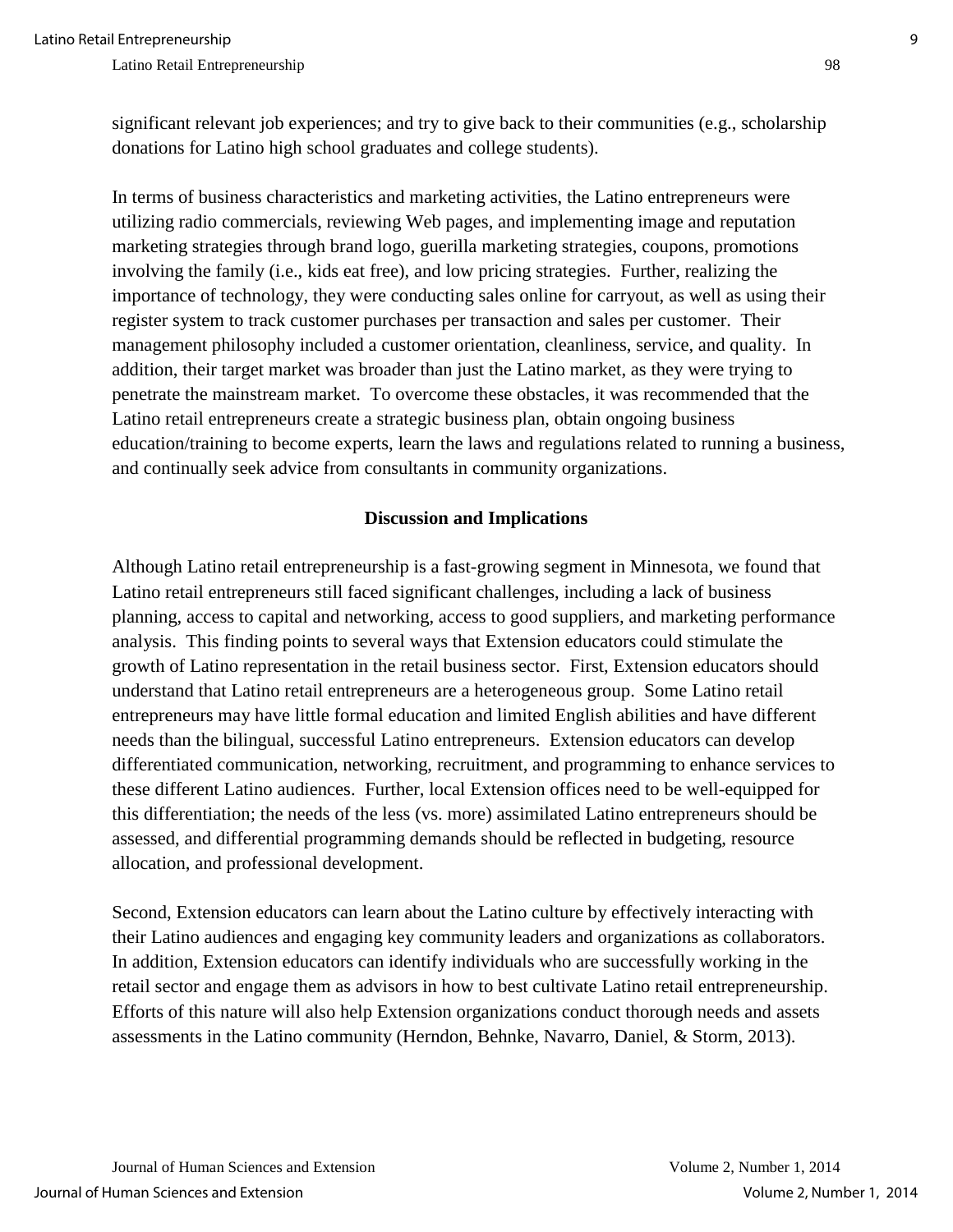significant relevant job experiences; and try to give back to their communities (e.g., scholarship donations for Latino high school graduates and college students).

In terms of business characteristics and marketing activities, the Latino entrepreneurs were utilizing radio commercials, reviewing Web pages, and implementing image and reputation marketing strategies through brand logo, guerilla marketing strategies, coupons, promotions involving the family (i.e., kids eat free), and low pricing strategies. Further, realizing the importance of technology, they were conducting sales online for carryout, as well as using their register system to track customer purchases per transaction and sales per customer. Their management philosophy included a customer orientation, cleanliness, service, and quality. In addition, their target market was broader than just the Latino market, as they were trying to penetrate the mainstream market. To overcome these obstacles, it was recommended that the Latino retail entrepreneurs create a strategic business plan, obtain ongoing business education/training to become experts, learn the laws and regulations related to running a business, and continually seek advice from consultants in community organizations.

## Discussion and Implications

Although Latino retail entrepreneurship is a fast-growing segment in Minnesota, we found that Latino retail entrepreneurs still faced significant challenges, including a lack of business planning, access to capital and networking, access to good suppliers, and marketing performance analysis. This finding points to several ways that Extension educators could stimulate the growth of Latino representation in the retail business sector. First, Extension educators should understand that Latino retail entrepreneurs are a heterogeneous group. Some Latino retail entrepreneurs may have little formal education and limited English abilities and have different needs than the bilingual, successful Latino entrepreneurs. Extension educators can develop differentiated communication, networking, recruitment, and programming to enhance services to these different Latino audiences. Further, local Extension offices need to be well-equipped for this differentiation; the needs of the less (vs. more) assimilated Latino entrepreneurs should be assessed, and differential programming demands should be reflected in budgeting, resource allocation, and professional development.

Second, Extension educators can learn about the Latino culture by effectively interacting with their Latino audiences and engaging key community leaders and organizations as collaborators. In addition, Extension educators can identify individuals who are successfully working in the retail sector and engage them as advisors in how to best cultivate Latino retail entrepreneurship. Efforts of this nature will also help Extension organizations conduct thorough needs and assets assessments in the Latino community (Herndon, Behnke, Navarro, Daniel, & Storm, 2013).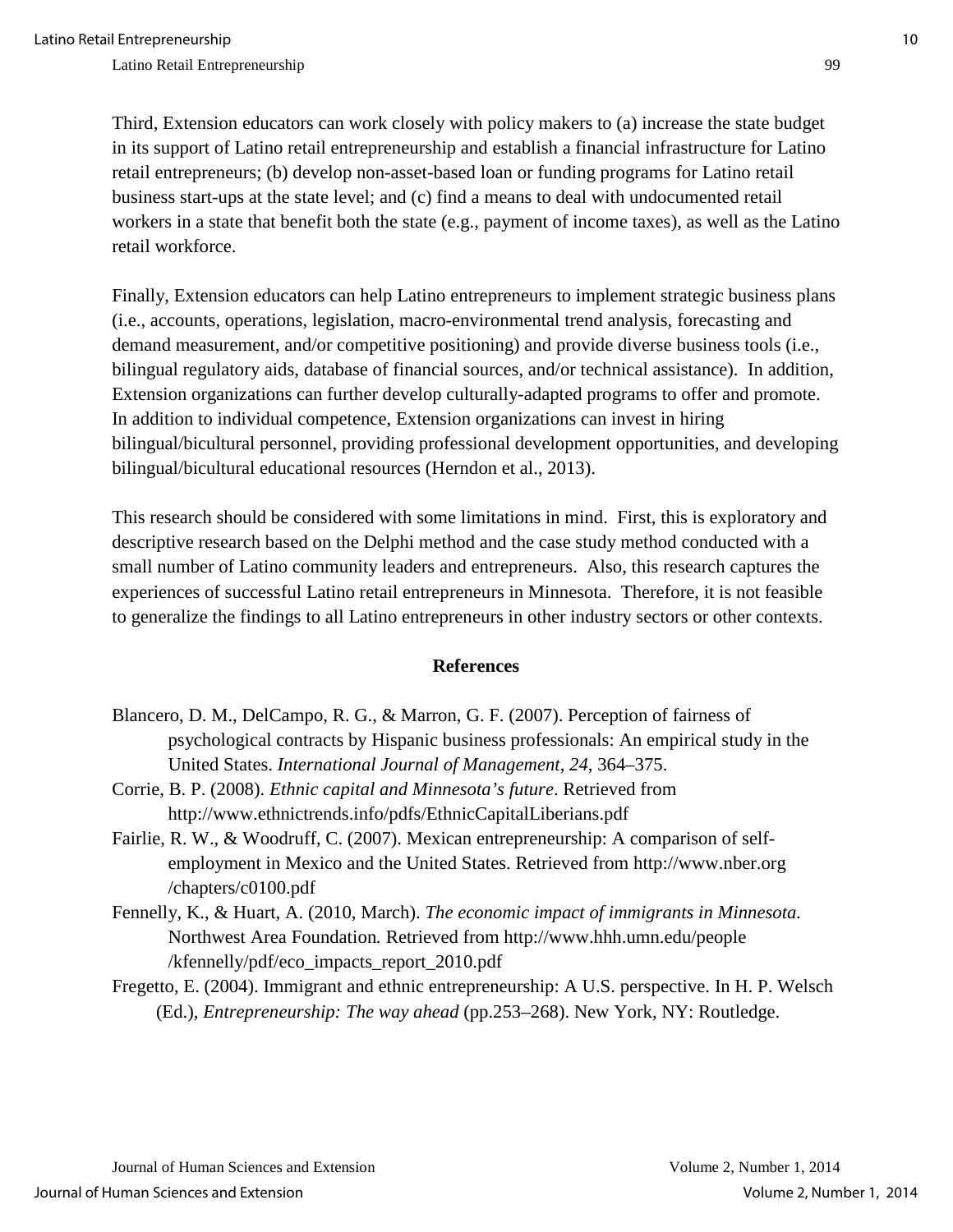Third, Extension educators can work closely with policy makers to (a) increase the state budget in its support of Latino retail entrepreneurship and establish a financial infrastructure for Latino retail entrepreneurs; (b) develop non-asset-based loan or funding programs for Latino retail business start-ups at the state level; and (c) find a means to deal with undocumented retail workers in a state that benefit both the state (e.g., payment of income taxes), as well as the Latino retail workforce.

Finally, Extension educators can help Latino entrepreneurs to implement strategic business plans (i.e., accounts, operations, legislation, macro-environmental trend analysis, forecasting and demand measurement, and/or competitive positioning) and provide diverse business tools (i.e., bilingual regulatory aids, database of financial sources, and/or technical assistance). In addition, Extension organizations can further develop culturally-adapted programs to offer and promote. In addition to individual competence, Extension organizations can invest in hiring bilingual/bicultural personnel, providing professional development opportunities, and developing bilingual/bicultural educational resources (Herndon et al., 2013).

This research should be considered with some limitations in mind. First, this is exploratory and descriptive research based on the Delphi method and the case study method conducted with a small number of Latino community leaders and entrepreneurs. Also, this research captures the experiences of successful Latino retail entrepreneurs in Minnesota. Therefore, it is not feasible to generalize the findings to all Latino entrepreneurs in other industry sectors or other contexts.

## References

Blancero, D. M., DelCampo, R. G., & Marron, G. F. (2007). Perception of fairness of psychological contracts by Hispanic business professionals: An empirical study in the United States. *International Journal of Management*, *24*, 364–375.

Corrie, B. P. (2008). *Ethnic capital and Minnesota's future*. Retrieved from http://www.ethnictrends.info/pdfs/EthnicCapitalLiberians.pdf

Fairlie, R. W., & Woodruff, C. (2007). Mexican entrepreneurship: A comparison of self-employment in Mexico and the United States. Retrieved from http://www.nber.org/chapters/c0100.pdf

Fennelly, K., & Huart, A. (2010, March). *The economic impact of immigrants in Minnesota*. Northwest Area Foundation. Retrieved from http://www.hhh.umn.edu/people/kfennelly/pdf/eco_impacts_report_2010.pdf

Fregetto, E. (2004). Immigrant and ethnic entrepreneurship: A U.S. perspective. In H. P. Welsch (Ed.), *Entrepreneurship: The way ahead* (pp.253–268). New York, NY: Routledge.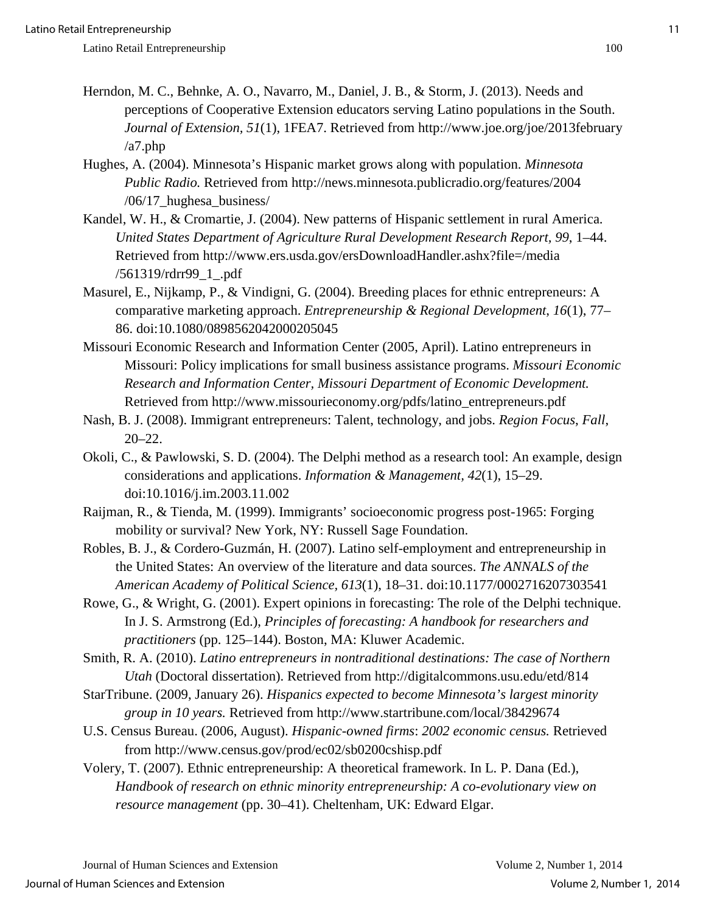Herndon, M. C., Behnke, A. O., Navarro, M., Daniel, J. B., & Storm, J. (2013). Needs and perceptions of Cooperative Extension educators serving Latino populations in the South. *Journal of Extension, 51*(1), 1FEA7. Retrieved from http://www.joe.org/joe/2013february/a7.php

Hughes, A. (2004). Minnesota's Hispanic market grows along with population. *Minnesota Public Radio.* Retrieved from http://news.minnesota.publicradio.org/features/2004/06/17_hughesa_business/

Kandel, W. H., & Cromartie, J. (2004). New patterns of Hispanic settlement in rural America. *United States Department of Agriculture Rural Development Research Report, 99*, 1–44. Retrieved from http://www.ers.usda.gov/ersDownloadHandler.ashx?file=/media/561319/rdrr99_1_.pdf

Masurel, E., Nijkamp, P., & Vindigni, G. (2004). Breeding places for ethnic entrepreneurs: A comparative marketing approach. *Entrepreneurship & Regional Development, 16*(1), 77–86. doi:10.1080/0898562042000205045

Missouri Economic Research and Information Center (2005, April). Latino entrepreneurs in Missouri: Policy implications for small business assistance programs. *Missouri Economic Research and Information Center, Missouri Department of Economic Development.* Retrieved from http://www.missourieconomy.org/pdfs/latino_entrepreneurs.pdf

Nash, B. J. (2008). Immigrant entrepreneurs: Talent, technology, and jobs. *Region Focus*, *Fall*, 20–22.

Okoli, C., & Pawlowski, S. D. (2004). The Delphi method as a research tool: An example, design considerations and applications. *Information & Management, 42*(1), 15–29. doi:10.1016/j.im.2003.11.002

Raijman, R., & Tienda, M. (1999). Immigrants' socioeconomic progress post-1965: Forging mobility or survival? New York, NY: Russell Sage Foundation.

Robles, B. J., & Cordero-Guzmán, H. (2007). Latino self-employment and entrepreneurship in the United States: An overview of the literature and data sources. *The ANNALS of the American Academy of Political Science, 613*(1), 18–31. doi:10.1177/0002716207303541

Rowe, G., & Wright, G. (2001). Expert opinions in forecasting: The role of the Delphi technique. In J. S. Armstrong (Ed.), *Principles of forecasting: A handbook for researchers and practitioners* (pp. 125–144). Boston, MA: Kluwer Academic.

Smith, R. A. (2010). *Latino entrepreneurs in nontraditional destinations: The case of Northern Utah* (Doctoral dissertation). Retrieved from http://digitalcommons.usu.edu/etd/814

StarTribune. (2009, January 26). *Hispanics expected to become Minnesota's largest minority group in 10 years.* Retrieved from http://www.startribune.com/local/38429674

U.S. Census Bureau. (2006, August). *Hispanic-owned firms*: *2002 economic census.* Retrieved from http://www.census.gov/prod/ec02/sb0200cshisp.pdf

Volery, T. (2007). Ethnic entrepreneurship: A theoretical framework. In L. P. Dana (Ed.), *Handbook of research on ethnic minority entrepreneurship: A co-evolutionary view on resource management* (pp. 30–41). Cheltenham, UK: Edward Elgar.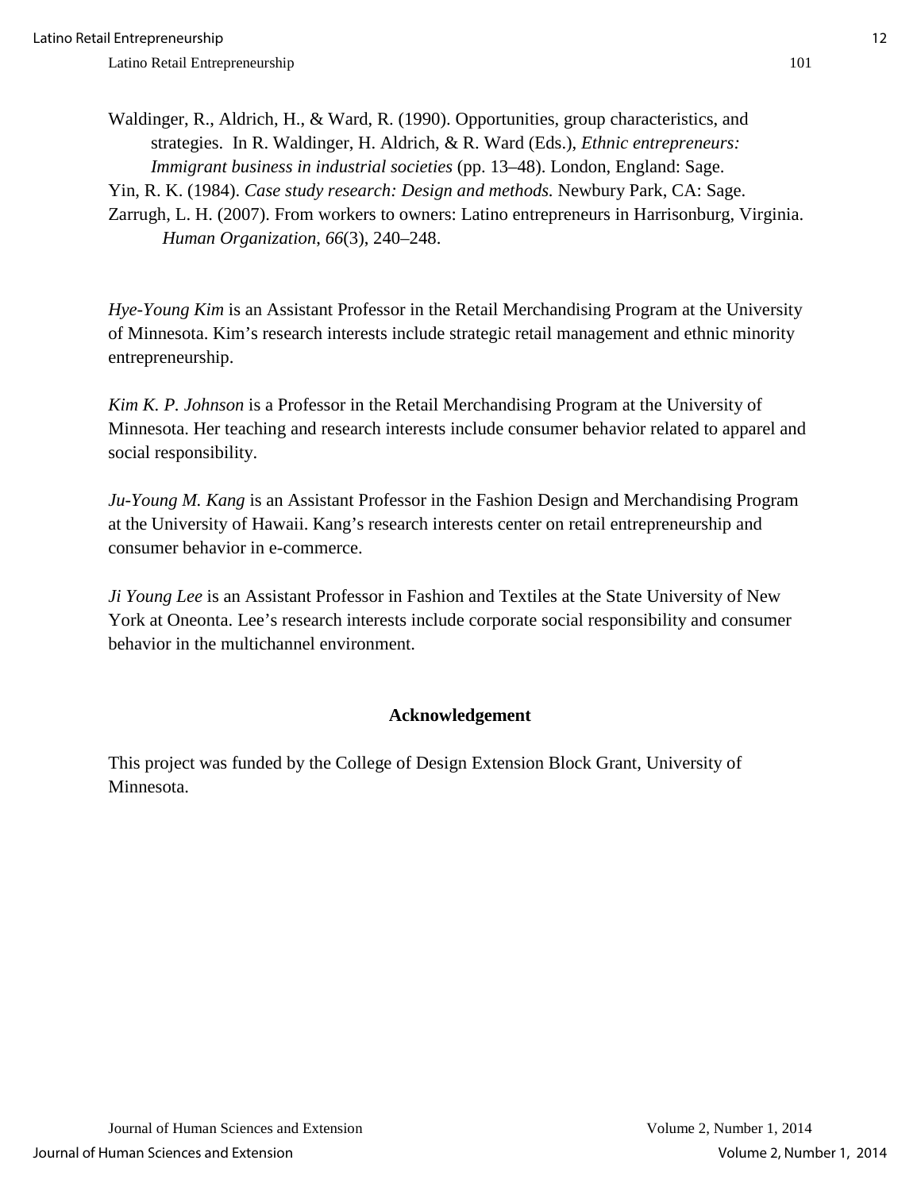Waldinger, R., Aldrich, H., & Ward, R. (1990). Opportunities, group characteristics, and strategies. In R. Waldinger, H. Aldrich, & R. Ward (Eds.), *Ethnic entrepreneurs: Immigrant business in industrial societies* (pp. 13–48). London, England: Sage.

Yin, R. K. (1984). *Case study research: Design and methods.* Newbury Park, CA: Sage.

Zarrugh, L. H. (2007). From workers to owners: Latino entrepreneurs in Harrisonburg, Virginia. *Human Organization*, *66*(3), 240–248.

*Hye-Young Kim* is an Assistant Professor in the Retail Merchandising Program at the University of Minnesota. Kim's research interests include strategic retail management and ethnic minority entrepreneurship.

*Kim K. P. Johnson* is a Professor in the Retail Merchandising Program at the University of Minnesota. Her teaching and research interests include consumer behavior related to apparel and social responsibility.

*Ju-Young M. Kang* is an Assistant Professor in the Fashion Design and Merchandising Program at the University of Hawaii. Kang's research interests center on retail entrepreneurship and consumer behavior in e-commerce.

*Ji Young Lee* is an Assistant Professor in Fashion and Textiles at the State University of New York at Oneonta. Lee's research interests include corporate social responsibility and consumer behavior in the multichannel environment.

## Acknowledgement

This project was funded by the College of Design Extension Block Grant, University of Minnesota.